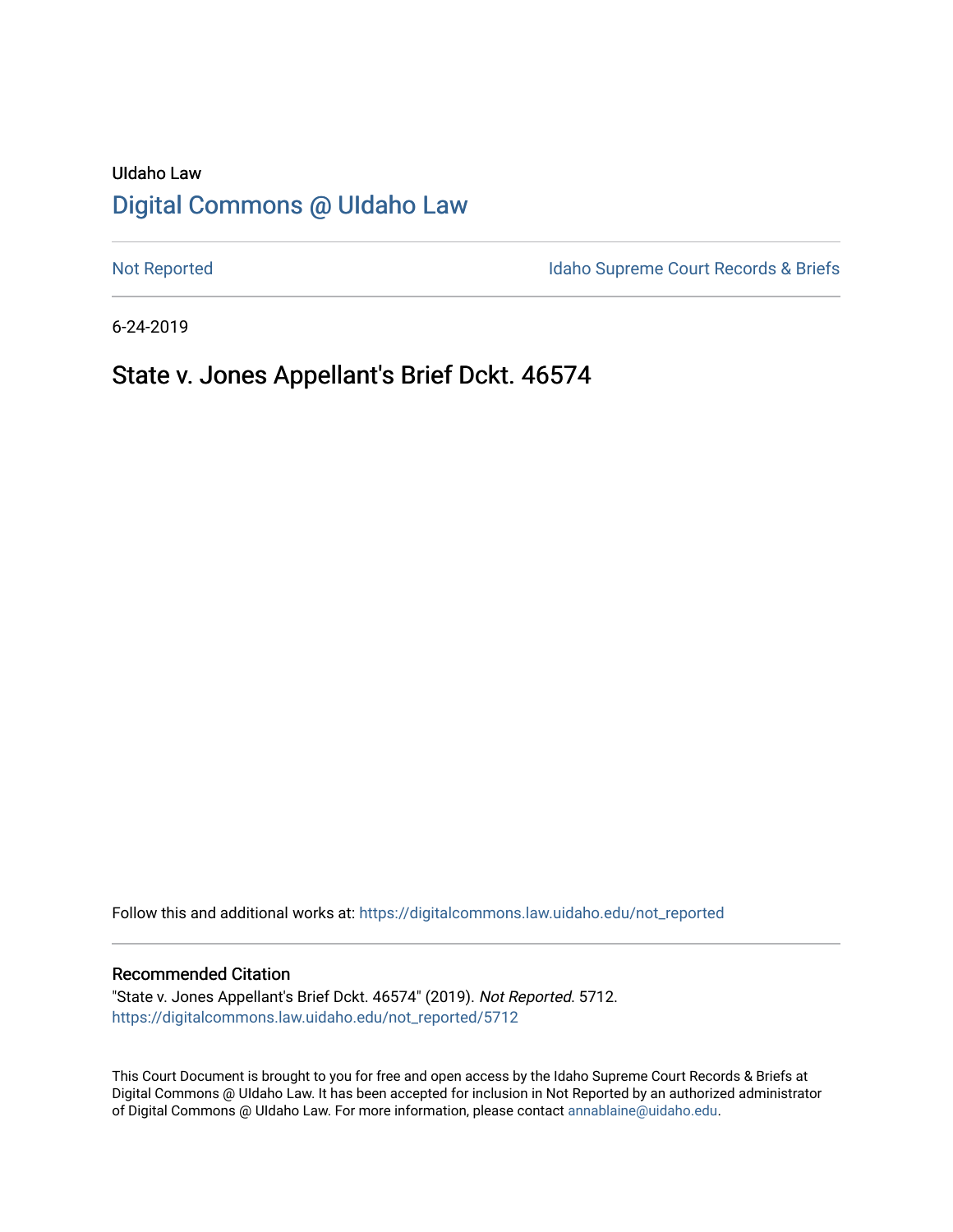UIdaho Law

# Digital Commons @ UIdaho Law

Not Reported

Idaho Supreme Court Records & Briefs

6-24-2019

## State v. Jones Appellant's Brief Dckt. 46574

Follow this and additional works at: https://digitalcommons.law.uidaho.edu/not_reported

### Recommended Citation

"State v. Jones Appellant's Brief Dckt. 46574" (2019). *Not Reported*. 5712.
https://digitalcommons.law.uidaho.edu/not_reported/5712

This Court Document is brought to you for free and open access by the Idaho Supreme Court Records & Briefs at Digital Commons @ UIdaho Law. It has been accepted for inclusion in Not Reported by an authorized administrator of Digital Commons @ UIdaho Law. For more information, please contact annablaine@uidaho.edu.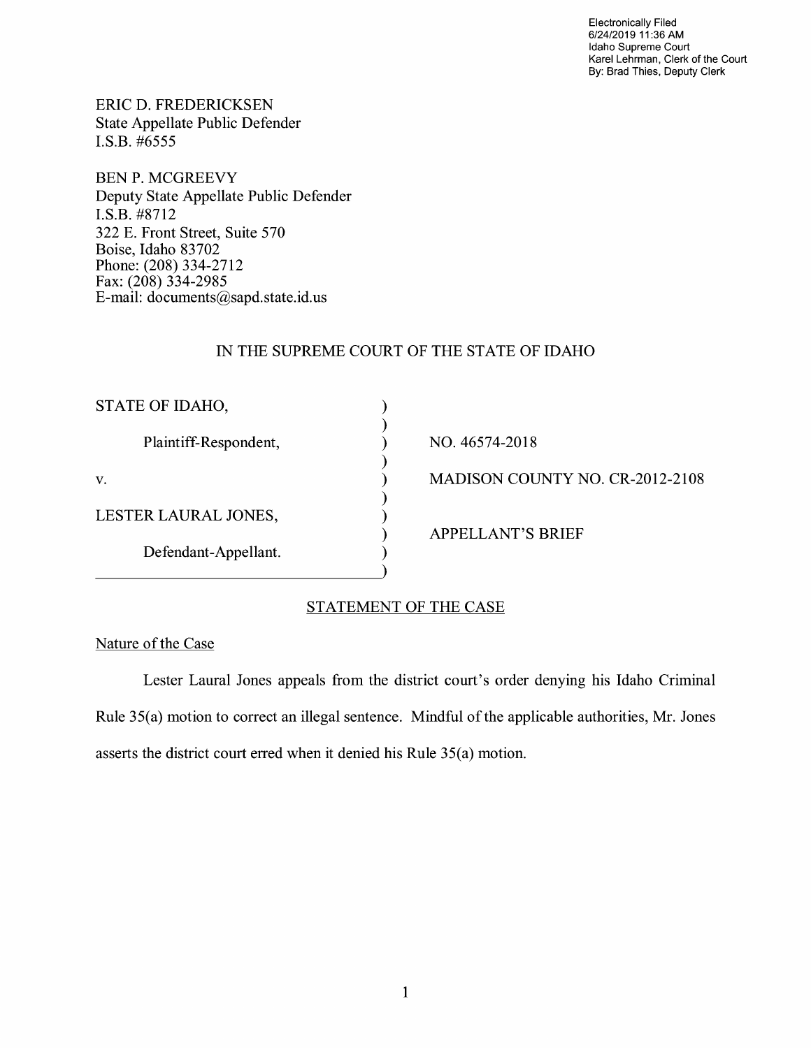Electronically Filed
6/24/2019 11:36 AM
Idaho Supreme Court
Karel Lehrman, Clerk of the Court
By: Brad Thies, Deputy Clerk

ERIC D. FREDERICKSEN
State Appellate Public Defender
I.S.B. #6555

BEN P. MCGREEVY
Deputy State Appellate Public Defender
I.S.B. #8712
322 E. Front Street, Suite 570
Boise, Idaho 83702
Phone: (208) 334-2712
Fax: (208) 334-2985
E-mail: documents@sapd.state.id.us

IN THE SUPREME COURT OF THE STATE OF IDAHO

| | |
|---|---|
| STATE OF IDAHO, | |
| Plaintiff-Respondent, | NO. 46574-2018 |
| v. | MADISON COUNTY NO. CR-2012-2108 |
| LESTER LAURAL JONES, | |
| | APPELLANT'S BRIEF |
| Defendant-Appellant. | |

## STATEMENT OF THE CASE

### Nature of the Case

Lester Laural Jones appeals from the district court's order denying his Idaho Criminal Rule 35(a) motion to correct an illegal sentence. Mindful of the applicable authorities, Mr. Jones asserts the district court erred when it denied his Rule 35(a) motion.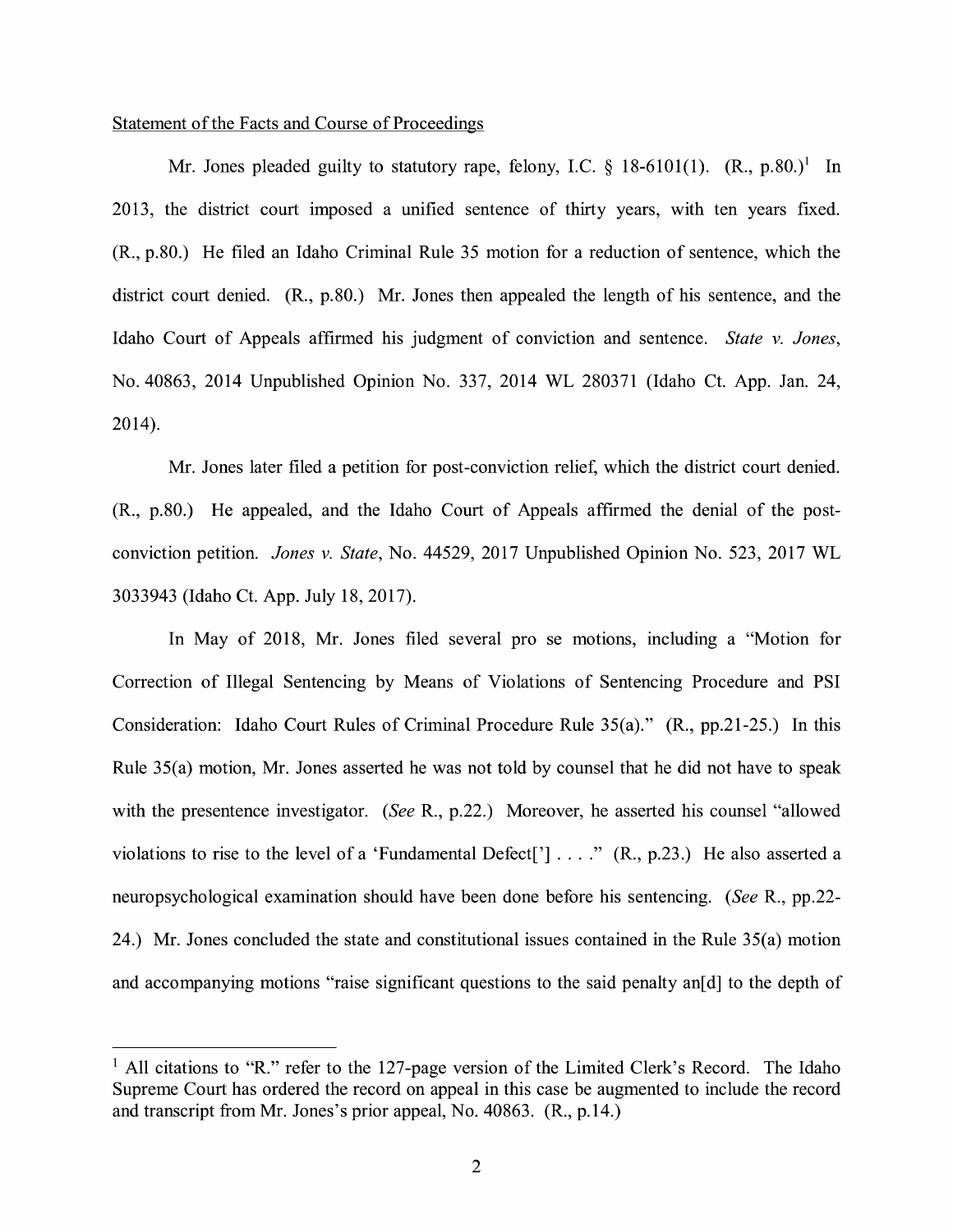Statement of the Facts and Course of Proceedings

Mr. Jones pleaded guilty to statutory rape, felony, I.C. § 18-6101(1). (R., p.80.)[1] In 2013, the district court imposed a unified sentence of thirty years, with ten years fixed. (R., p.80.) He filed an Idaho Criminal Rule 35 motion for a reduction of sentence, which the district court denied. (R., p.80.) Mr. Jones then appealed the length of his sentence, and the Idaho Court of Appeals affirmed his judgment of conviction and sentence. *State v. Jones*, No. 40863, 2014 Unpublished Opinion No. 337, 2014 WL 280371 (Idaho Ct. App. Jan. 24, 2014).

Mr. Jones later filed a petition for post-conviction relief, which the district court denied. (R., p.80.) He appealed, and the Idaho Court of Appeals affirmed the denial of the post-conviction petition. *Jones v. State*, No. 44529, 2017 Unpublished Opinion No. 523, 2017 WL 3033943 (Idaho Ct. App. July 18, 2017).

In May of 2018, Mr. Jones filed several pro se motions, including a "Motion for Correction of Illegal Sentencing by Means of Violations of Sentencing Procedure and PSI Consideration: Idaho Court Rules of Criminal Procedure Rule 35(a)." (R., pp.21-25.) In this Rule 35(a) motion, Mr. Jones asserted he was not told by counsel that he did not have to speak with the presentence investigator. (*See* R., p.22.) Moreover, he asserted his counsel "allowed violations to rise to the level of a 'Fundamental Defect['] . . . ." (R., p.23.) He also asserted a neuropsychological examination should have been done before his sentencing. (*See* R., pp.22-24.) Mr. Jones concluded the state and constitutional issues contained in the Rule 35(a) motion and accompanying motions "raise significant questions to the said penalty an[d] to the depth of

[1] All citations to "R." refer to the 127-page version of the Limited Clerk's Record. The Idaho Supreme Court has ordered the record on appeal in this case be augmented to include the record and transcript from Mr. Jones's prior appeal, No. 40863. (R., p.14.)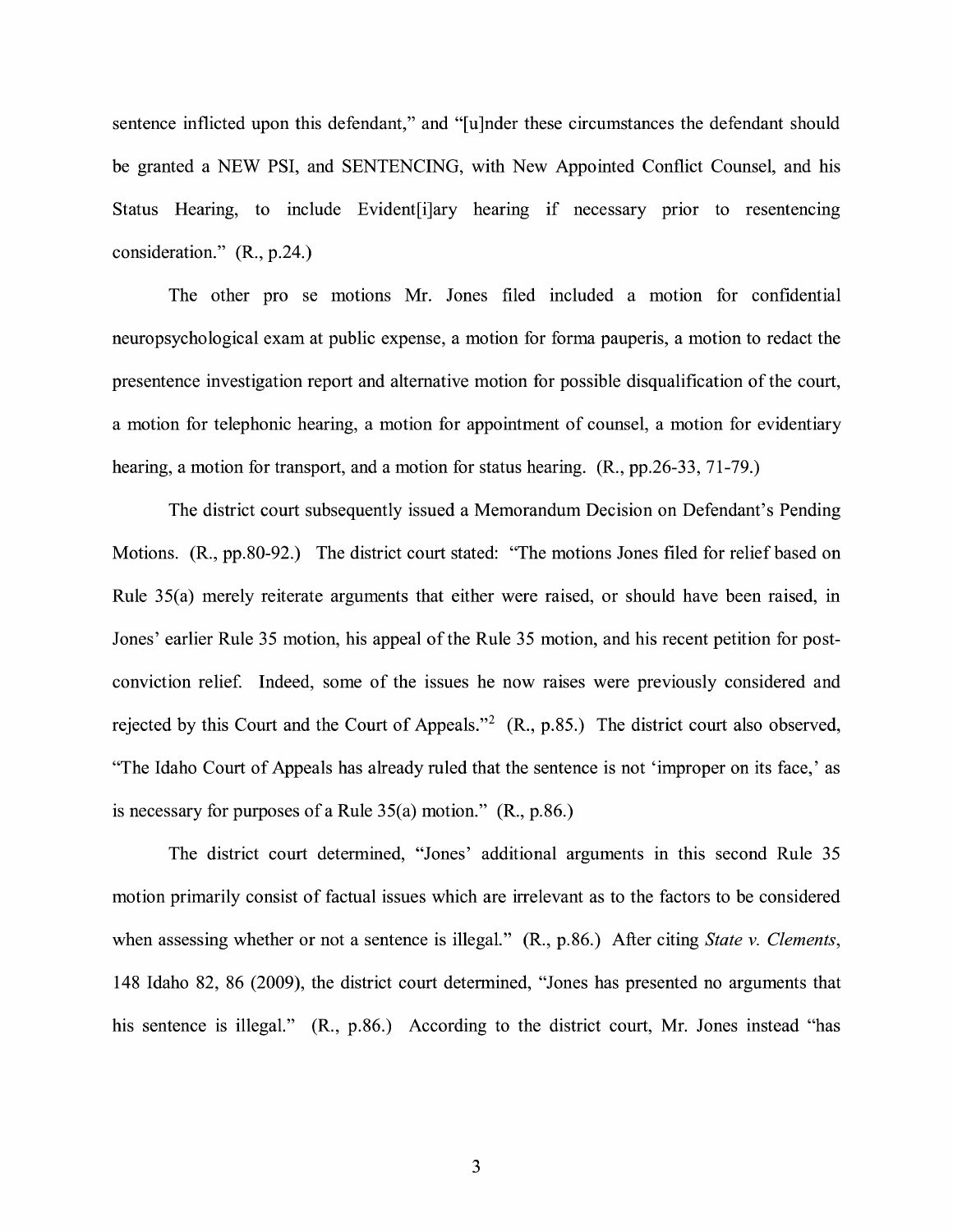sentence inflicted upon this defendant," and "[u]nder these circumstances the defendant should be granted a NEW PSI, and SENTENCING, with New Appointed Conflict Counsel, and his Status Hearing, to include Evident[i]ary hearing if necessary prior to resentencing consideration." (R., p.24.)

The other pro se motions Mr. Jones filed included a motion for confidential neuropsychological exam at public expense, a motion for forma pauperis, a motion to redact the presentence investigation report and alternative motion for possible disqualification of the court, a motion for telephonic hearing, a motion for appointment of counsel, a motion for evidentiary hearing, a motion for transport, and a motion for status hearing. (R., pp.26-33, 71-79.)

The district court subsequently issued a Memorandum Decision on Defendant's Pending Motions. (R., pp.80-92.) The district court stated: "The motions Jones filed for relief based on Rule 35(a) merely reiterate arguments that either were raised, or should have been raised, in Jones' earlier Rule 35 motion, his appeal of the Rule 35 motion, and his recent petition for post-conviction relief. Indeed, some of the issues he now raises were previously considered and rejected by this Court and the Court of Appeals."[2] (R., p.85.) The district court also observed, "The Idaho Court of Appeals has already ruled that the sentence is not 'improper on its face,' as is necessary for purposes of a Rule 35(a) motion." (R., p.86.)

The district court determined, "Jones' additional arguments in this second Rule 35 motion primarily consist of factual issues which are irrelevant as to the factors to be considered when assessing whether or not a sentence is illegal." (R., p.86.) After citing *State v. Clements*, 148 Idaho 82, 86 (2009), the district court determined, "Jones has presented no arguments that his sentence is illegal." (R., p.86.) According to the district court, Mr. Jones instead "has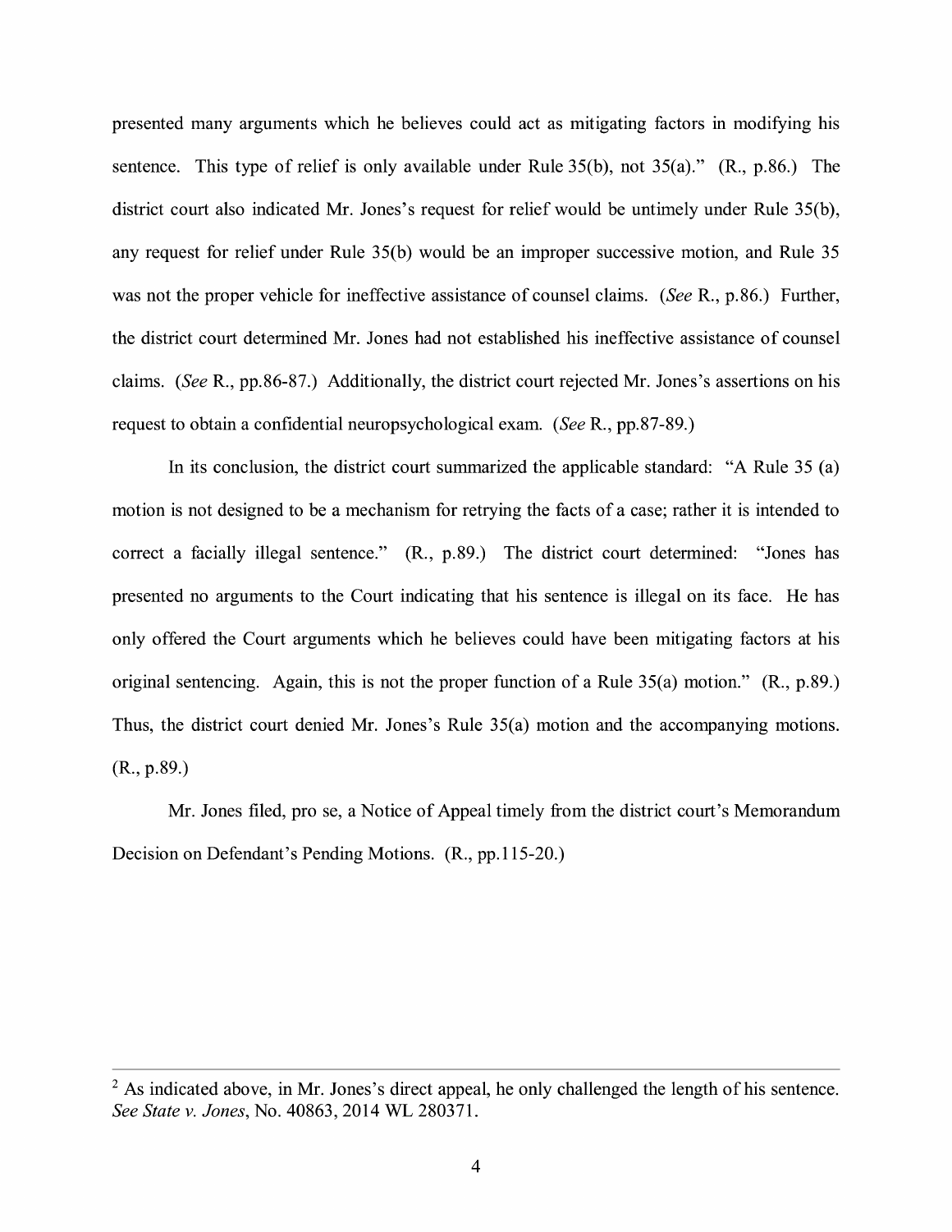presented many arguments which he believes could act as mitigating factors in modifying his sentence. This type of relief is only available under Rule 35(b), not 35(a)." (R., p.86.) The district court also indicated Mr. Jones's request for relief would be untimely under Rule 35(b), any request for relief under Rule 35(b) would be an improper successive motion, and Rule 35 was not the proper vehicle for ineffective assistance of counsel claims. (*See* R., p.86.) Further, the district court determined Mr. Jones had not established his ineffective assistance of counsel claims. (*See* R., pp.86-87.) Additionally, the district court rejected Mr. Jones's assertions on his request to obtain a confidential neuropsychological exam. (*See* R., pp.87-89.)

In its conclusion, the district court summarized the applicable standard: "A Rule 35 (a) motion is not designed to be a mechanism for retrying the facts of a case; rather it is intended to correct a facially illegal sentence." (R., p.89.) The district court determined: "Jones has presented no arguments to the Court indicating that his sentence is illegal on its face. He has only offered the Court arguments which he believes could have been mitigating factors at his original sentencing. Again, this is not the proper function of a Rule 35(a) motion." (R., p.89.) Thus, the district court denied Mr. Jones's Rule 35(a) motion and the accompanying motions. (R., p.89.)

Mr. Jones filed, pro se, a Notice of Appeal timely from the district court's Memorandum Decision on Defendant's Pending Motions. (R., pp.115-20.)

---

[2] As indicated above, in Mr. Jones's direct appeal, he only challenged the length of his sentence. *See State v. Jones*, No. 40863, 2014 WL 280371.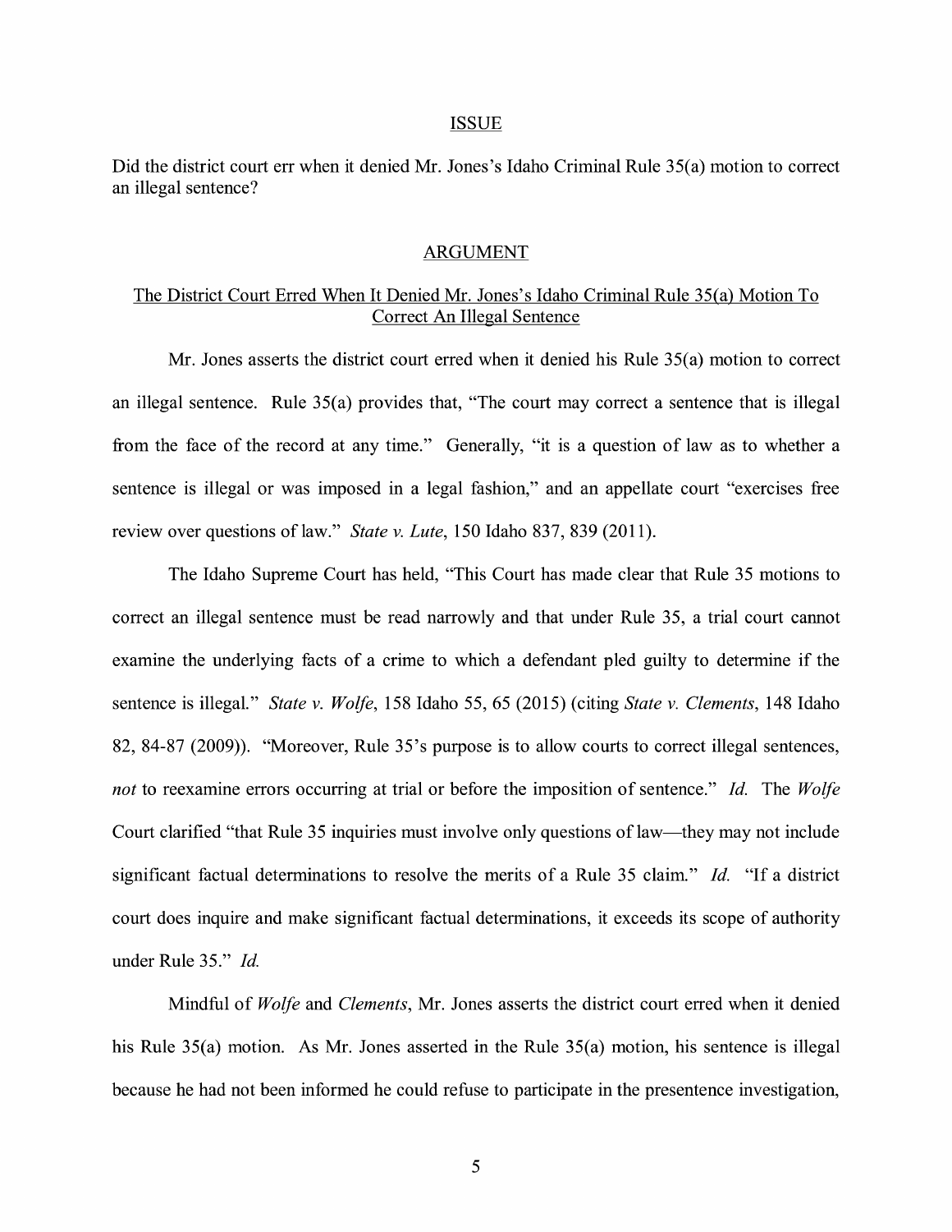## ISSUE

Did the district court err when it denied Mr. Jones's Idaho Criminal Rule 35(a) motion to correct an illegal sentence?

## ARGUMENT

### The District Court Erred When It Denied Mr. Jones's Idaho Criminal Rule 35(a) Motion To Correct An Illegal Sentence

Mr. Jones asserts the district court erred when it denied his Rule 35(a) motion to correct an illegal sentence. Rule 35(a) provides that, "The court may correct a sentence that is illegal from the face of the record at any time." Generally, "it is a question of law as to whether a sentence is illegal or was imposed in a legal fashion," and an appellate court "exercises free review over questions of law." *State v. Lute*, 150 Idaho 837, 839 (2011).

The Idaho Supreme Court has held, "This Court has made clear that Rule 35 motions to correct an illegal sentence must be read narrowly and that under Rule 35, a trial court cannot examine the underlying facts of a crime to which a defendant pled guilty to determine if the sentence is illegal." *State v. Wolfe*, 158 Idaho 55, 65 (2015) (citing *State v. Clements*, 148 Idaho 82, 84-87 (2009)). "Moreover, Rule 35's purpose is to allow courts to correct illegal sentences, *not* to reexamine errors occurring at trial or before the imposition of sentence." *Id.* The *Wolfe* Court clarified "that Rule 35 inquiries must involve only questions of law—they may not include significant factual determinations to resolve the merits of a Rule 35 claim." *Id.* "If a district court does inquire and make significant factual determinations, it exceeds its scope of authority under Rule 35." *Id.*

Mindful of *Wolfe* and *Clements*, Mr. Jones asserts the district court erred when it denied his Rule 35(a) motion. As Mr. Jones asserted in the Rule 35(a) motion, his sentence is illegal because he had not been informed he could refuse to participate in the presentence investigation,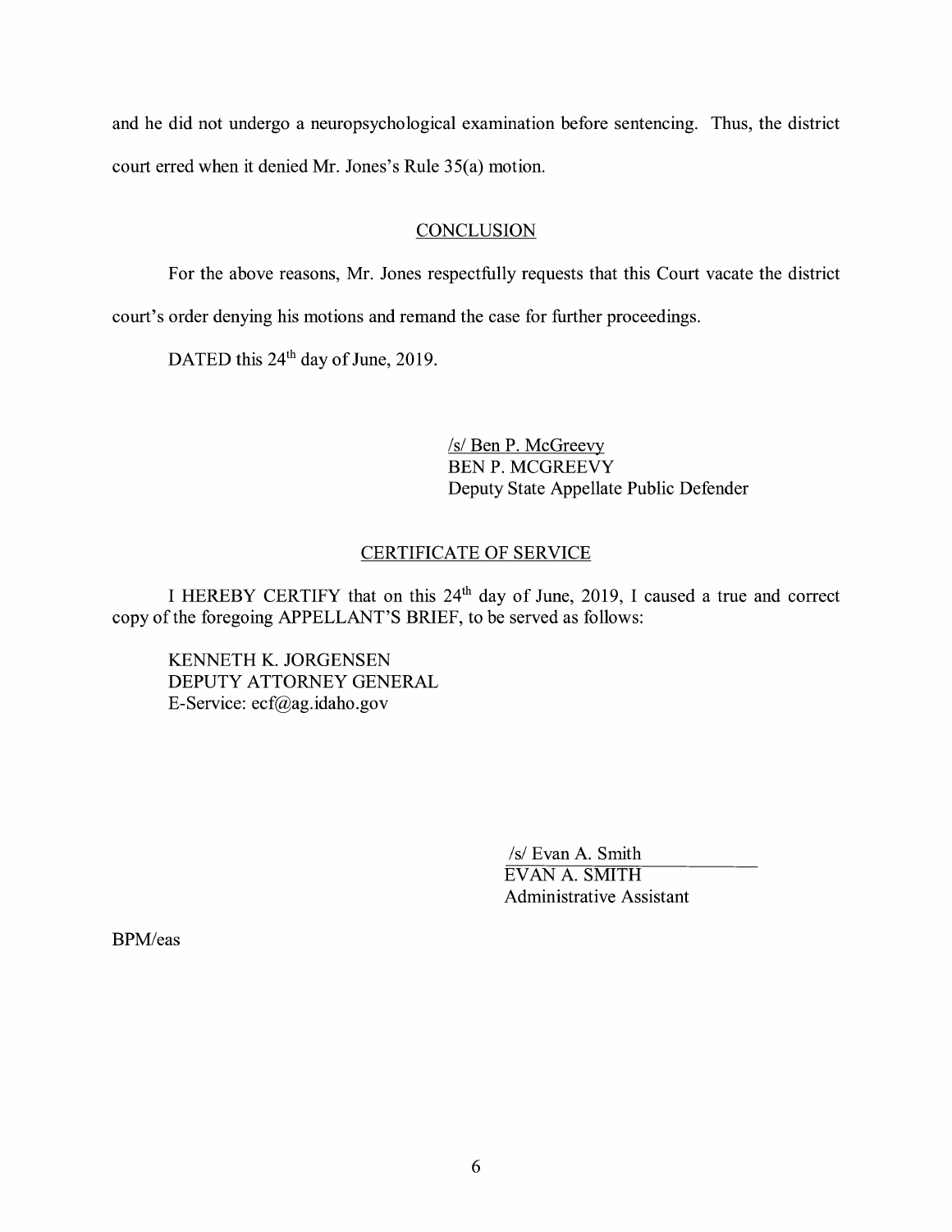and he did not undergo a neuropsychological examination before sentencing. Thus, the district court erred when it denied Mr. Jones's Rule 35(a) motion.

## CONCLUSION

For the above reasons, Mr. Jones respectfully requests that this Court vacate the district court's order denying his motions and remand the case for further proceedings.

DATED this 24th day of June, 2019.

/s/ Ben P. McGreevy  
BEN P. MCGREEVY  
Deputy State Appellate Public Defender

## CERTIFICATE OF SERVICE

I HEREBY CERTIFY that on this 24th day of June, 2019, I caused a true and correct copy of the foregoing APPELLANT'S BRIEF, to be served as follows:

KENNETH K. JORGENSEN  
DEPUTY ATTORNEY GENERAL  
E-Service: ecf@ag.idaho.gov

/s/ Evan A. Smith  
EVAN A. SMITH  
Administrative Assistant

BPM/eas